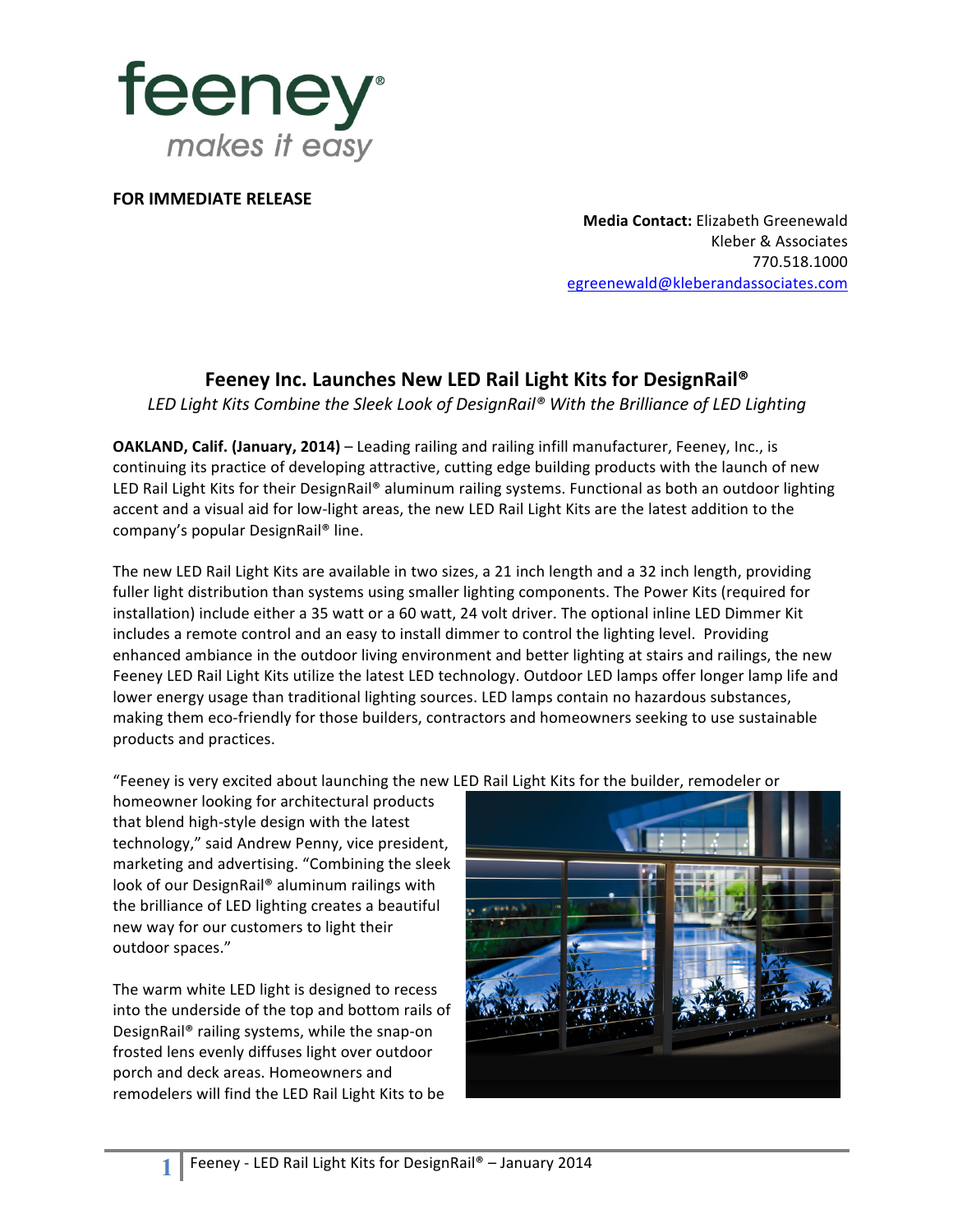feeney
makes it easy

**FOR IMMEDIATE RELEASE**

**Media Contact:** Elizabeth Greenewald
Kleber & Associates
770.518.1000
egreenewald@kleberandassociates.com

## Feeney Inc. Launches New LED Rail Light Kits for DesignRail®

*LED Light Kits Combine the Sleek Look of DesignRail® With the Brilliance of LED Lighting*

**OAKLAND, Calif. (January, 2014)** – Leading railing and railing infill manufacturer, Feeney, Inc., is continuing its practice of developing attractive, cutting edge building products with the launch of new LED Rail Light Kits for their DesignRail® aluminum railing systems. Functional as both an outdoor lighting accent and a visual aid for low-light areas, the new LED Rail Light Kits are the latest addition to the company's popular DesignRail® line.

The new LED Rail Light Kits are available in two sizes, a 21 inch length and a 32 inch length, providing fuller light distribution than systems using smaller lighting components. The Power Kits (required for installation) include either a 35 watt or a 60 watt, 24 volt driver. The optional inline LED Dimmer Kit includes a remote control and an easy to install dimmer to control the lighting level. Providing enhanced ambiance in the outdoor living environment and better lighting at stairs and railings, the new Feeney LED Rail Light Kits utilize the latest LED technology. Outdoor LED lamps offer longer lamp life and lower energy usage than traditional lighting sources. LED lamps contain no hazardous substances, making them eco-friendly for those builders, contractors and homeowners seeking to use sustainable products and practices.

"Feeney is very excited about launching the new LED Rail Light Kits for the builder, remodeler or homeowner looking for architectural products that blend high-style design with the latest technology," said Andrew Penny, vice president, marketing and advertising. "Combining the sleek look of our DesignRail® aluminum railings with the brilliance of LED lighting creates a beautiful new way for our customers to light their outdoor spaces."

The warm white LED light is designed to recess into the underside of the top and bottom rails of DesignRail® railing systems, while the snap-on frosted lens evenly diffuses light over outdoor porch and deck areas. Homeowners and remodelers will find the LED Rail Light Kits to be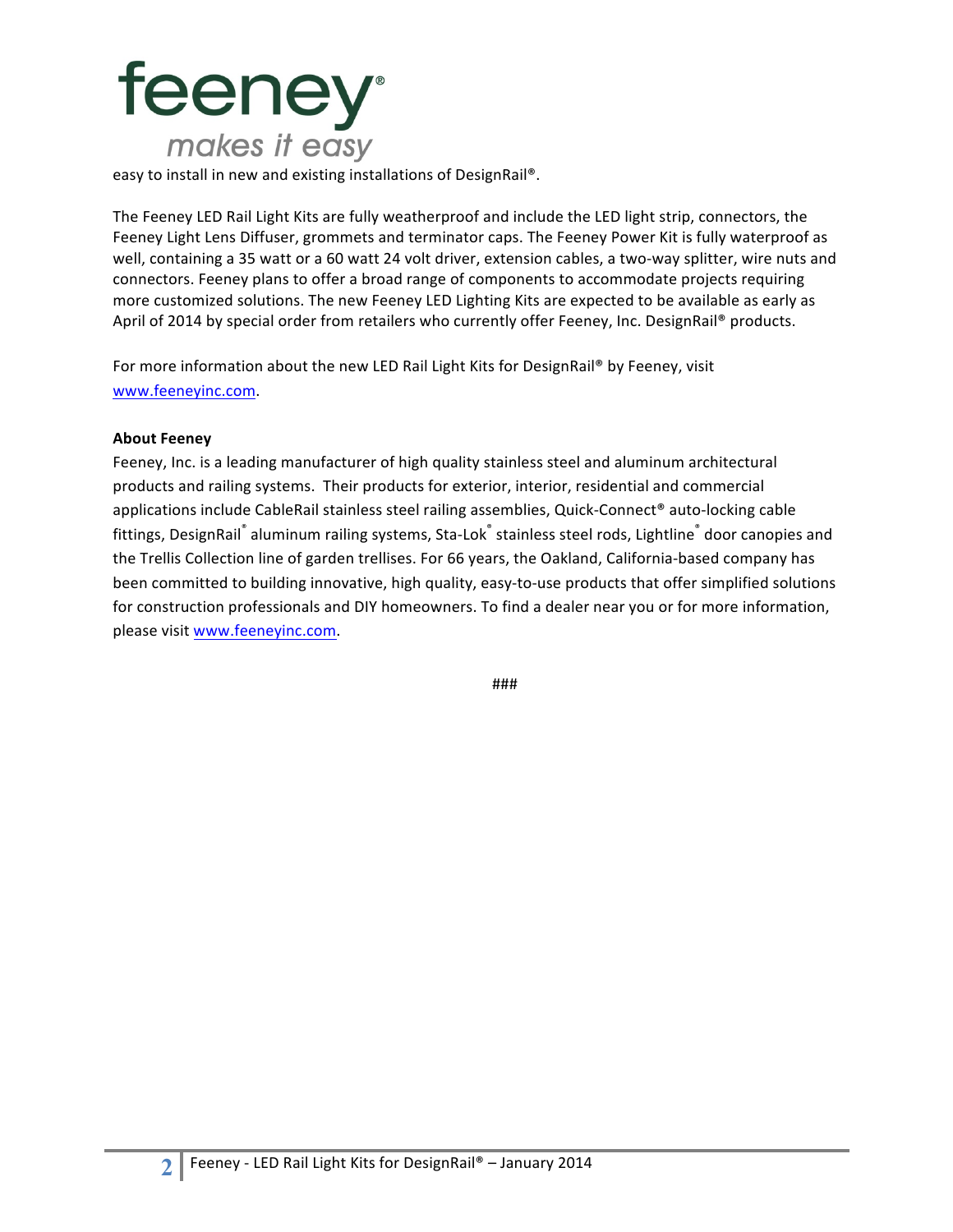easy to install in new and existing installations of DesignRail®.

The Feeney LED Rail Light Kits are fully weatherproof and include the LED light strip, connectors, the Feeney Light Lens Diffuser, grommets and terminator caps. The Feeney Power Kit is fully waterproof as well, containing a 35 watt or a 60 watt 24 volt driver, extension cables, a two-way splitter, wire nuts and connectors. Feeney plans to offer a broad range of components to accommodate projects requiring more customized solutions. The new Feeney LED Lighting Kits are expected to be available as early as April of 2014 by special order from retailers who currently offer Feeney, Inc. DesignRail® products.

For more information about the new LED Rail Light Kits for DesignRail® by Feeney, visit www.feeneyinc.com.

**About Feeney**

Feeney, Inc. is a leading manufacturer of high quality stainless steel and aluminum architectural products and railing systems. Their products for exterior, interior, residential and commercial applications include CableRail stainless steel railing assemblies, Quick-Connect® auto-locking cable fittings, DesignRail® aluminum railing systems, Sta-Lok® stainless steel rods, Lightline® door canopies and the Trellis Collection line of garden trellises. For 66 years, the Oakland, California-based company has been committed to building innovative, high quality, easy-to-use products that offer simplified solutions for construction professionals and DIY homeowners. To find a dealer near you or for more information, please visit www.feeneyinc.com.

###